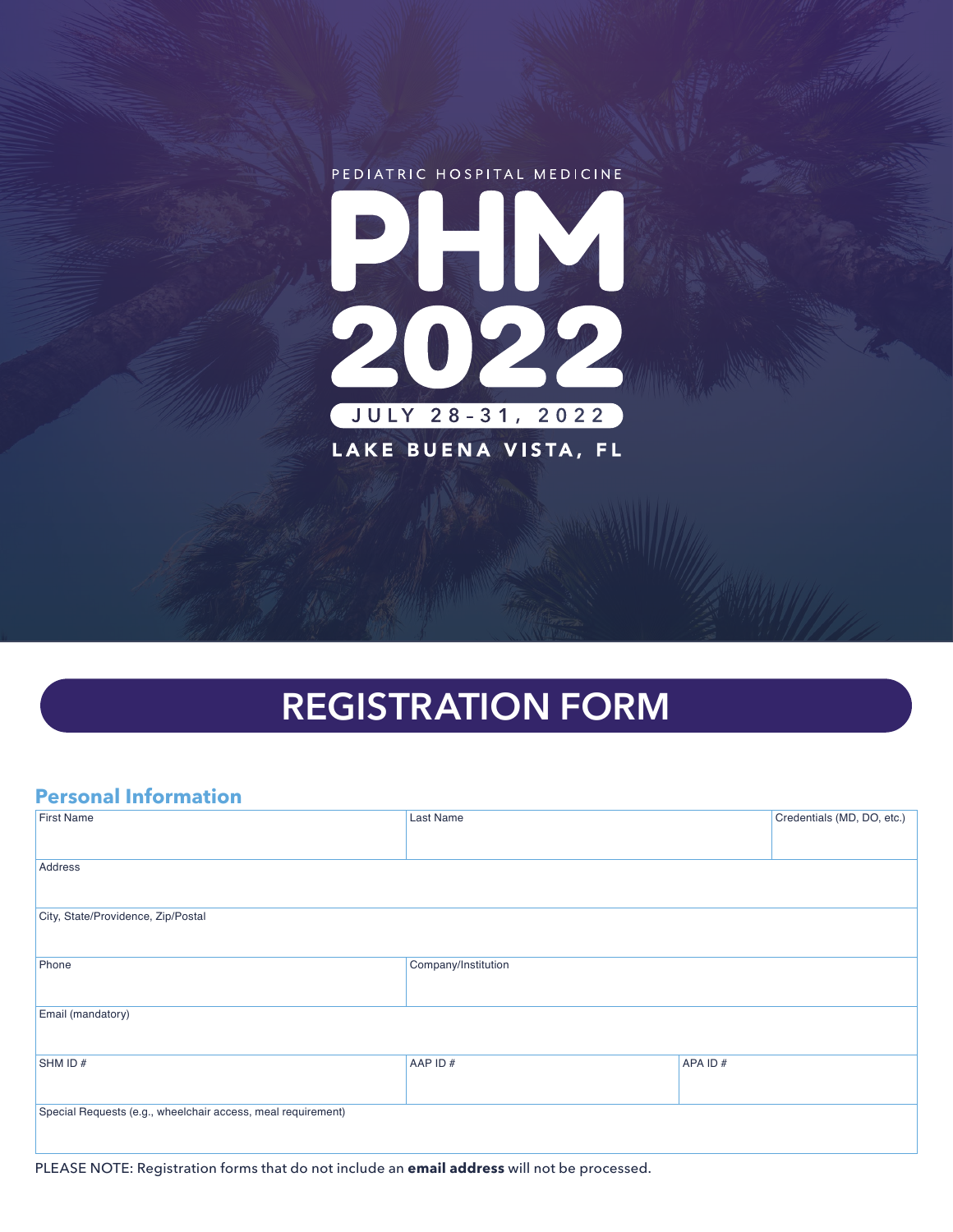PEDIATRIC HOSPITAL MEDICINE

# PHM 2022

JULY 28–31, 2022

LAKE BUENA VISTA, FL

## REGISTRATION FORM

### Personal Information

| First Name | Last Name | | Credentials (MD, DO, etc.) |
|---|---|---|---|
| Address | | | |
| City, State/Providence, Zip/Postal | | | |
| Phone | Company/Institution | | |
| Email (mandatory) | | | |
| SHM ID # | AAP ID # | APA ID # | |
| Special Requests (e.g., wheelchair access, meal requirement) | | | |

PLEASE NOTE: Registration forms that do not include an **email address** will not be processed.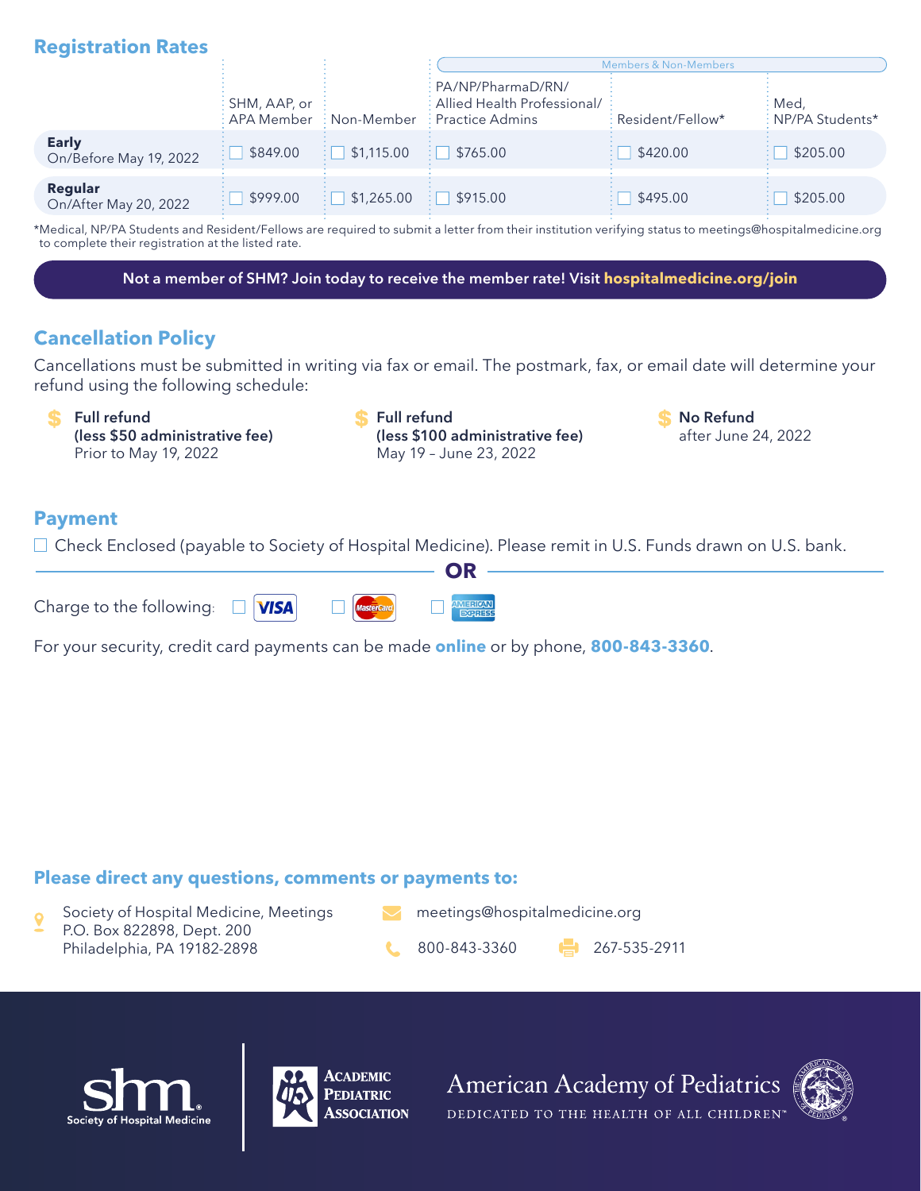## Registration Rates

| | SHM, AAP, or APA Member | Non-Member | Members & Non-Members | | |
|---|---|---|---|---|---|
| | | | PA/NP/PharmaD/RN/ Allied Health Professional/ Practice Admins | Resident/Fellow* | Med, NP/PA Students* |
| **Early** On/Before May 19, 2022 | ☐ $849.00 | ☐ $1,115.00 | ☐ $765.00 | ☐ $420.00 | ☐ $205.00 |
| **Regular** On/After May 20, 2022 | ☐ $999.00 | ☐ $1,265.00 | ☐ $915.00 | ☐ $495.00 | ☐ $205.00 |

*Medical, NP/PA Students and Resident/Fellows are required to submit a letter from their institution verifying status to meetings@hospitalmedicine.org to complete their registration at the listed rate.

**Not a member of SHM? Join today to receive the member rate! Visit hospitalmedicine.org/join**

## Cancellation Policy

Cancellations must be submitted in writing via fax or email. The postmark, fax, or email date will determine your refund using the following schedule:

- **Full refund (less $50 administrative fee)** Prior to May 19, 2022
- **Full refund (less $100 administrative fee)** May 19 – June 23, 2022
- **No Refund** after June 24, 2022

## Payment

☐ Check Enclosed (payable to Society of Hospital Medicine). Please remit in U.S. Funds drawn on U.S. bank.

**OR**

Charge to the following: ☐ VISA ☐ MasterCard ☐ American Express

For your security, credit card payments can be made **online** or by phone, **800-843-3360**.

## Please direct any questions, comments or payments to:

Society of Hospital Medicine, Meetings
P.O. Box 822898, Dept. 200
Philadelphia, PA 19182-2898

meetings@hospitalmedicine.org

800-843-3360

267-535-2911

Society of Hospital Medicine | Academic Pediatric Association | American Academy of Pediatrics — DEDICATED TO THE HEALTH OF ALL CHILDREN™